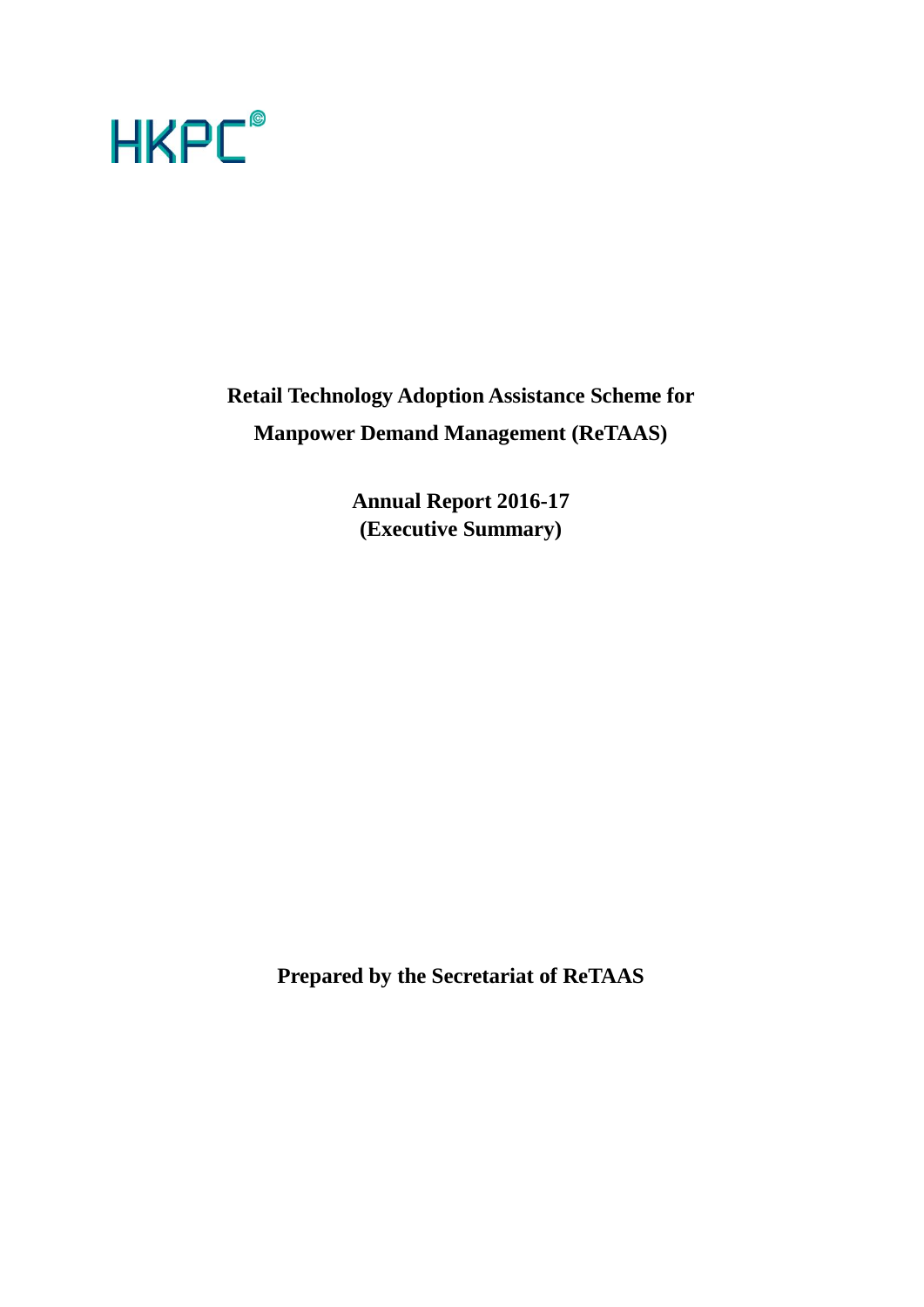HKPC

# Retail Technology Adoption Assistance Scheme for Manpower Demand Management (ReTAAS)

## Annual Report 2016-17 (Executive Summary)

**Prepared by the Secretariat of ReTAAS**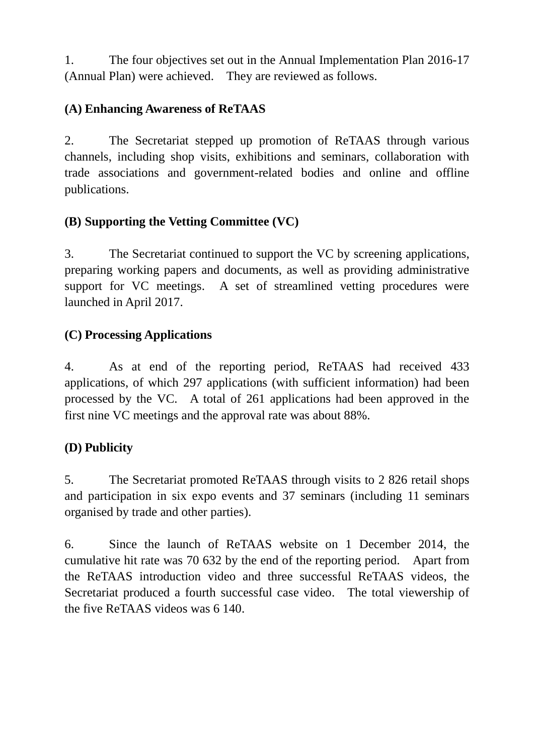1. The four objectives set out in the Annual Implementation Plan 2016-17 (Annual Plan) were achieved. They are reviewed as follows.

**(A) Enhancing Awareness of ReTAAS**

2. The Secretariat stepped up promotion of ReTAAS through various channels, including shop visits, exhibitions and seminars, collaboration with trade associations and government-related bodies and online and offline publications.

**(B) Supporting the Vetting Committee (VC)**

3. The Secretariat continued to support the VC by screening applications, preparing working papers and documents, as well as providing administrative support for VC meetings. A set of streamlined vetting procedures were launched in April 2017.

**(C) Processing Applications**

4. As at end of the reporting period, ReTAAS had received 433 applications, of which 297 applications (with sufficient information) had been processed by the VC. A total of 261 applications had been approved in the first nine VC meetings and the approval rate was about 88%.

**(D) Publicity**

5. The Secretariat promoted ReTAAS through visits to 2 826 retail shops and participation in six expo events and 37 seminars (including 11 seminars organised by trade and other parties).

6. Since the launch of ReTAAS website on 1 December 2014, the cumulative hit rate was 70 632 by the end of the reporting period. Apart from the ReTAAS introduction video and three successful ReTAAS videos, the Secretariat produced a fourth successful case video. The total viewership of the five ReTAAS videos was 6 140.